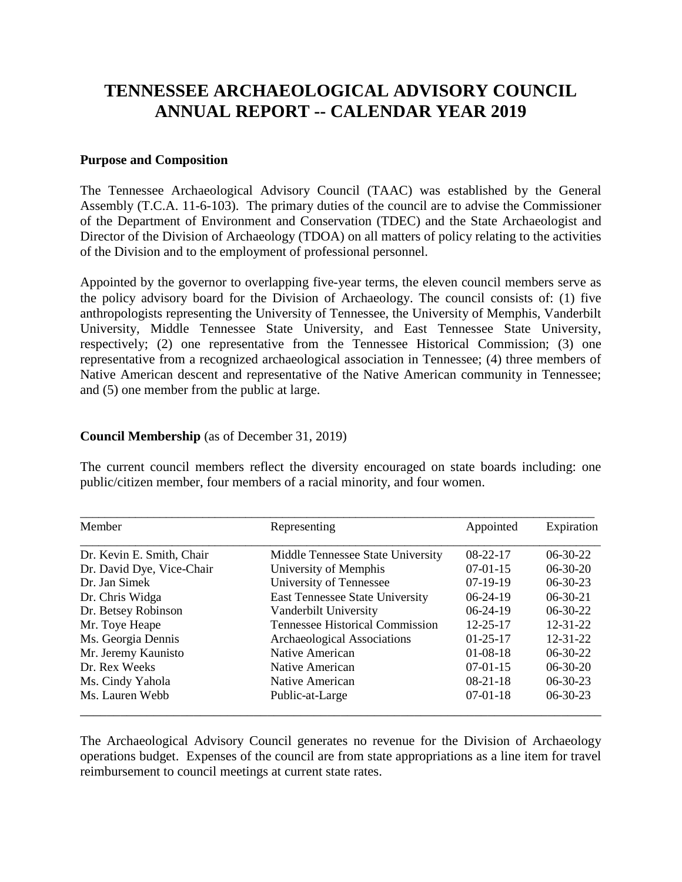# TENNESSEE ARCHAEOLOGICAL ADVISORY COUNCIL ANNUAL REPORT -- CALENDAR YEAR 2019

### Purpose and Composition

The Tennessee Archaeological Advisory Council (TAAC) was established by the General Assembly (T.C.A. 11-6-103). The primary duties of the council are to advise the Commissioner of the Department of Environment and Conservation (TDEC) and the State Archaeologist and Director of the Division of Archaeology (TDOA) on all matters of policy relating to the activities of the Division and to the employment of professional personnel.

Appointed by the governor to overlapping five-year terms, the eleven council members serve as the policy advisory board for the Division of Archaeology. The council consists of: (1) five anthropologists representing the University of Tennessee, the University of Memphis, Vanderbilt University, Middle Tennessee State University, and East Tennessee State University, respectively; (2) one representative from the Tennessee Historical Commission; (3) one representative from a recognized archaeological association in Tennessee; (4) three members of Native American descent and representative of the Native American community in Tennessee; and (5) one member from the public at large.

### Council Membership (as of December 31, 2019)

The current council members reflect the diversity encouraged on state boards including: one public/citizen member, four members of a racial minority, and four women.

| Member | Representing | Appointed | Expiration |
|---|---|---|---|
| Dr. Kevin E. Smith, Chair | Middle Tennessee State University | 08-22-17 | 06-30-22 |
| Dr. David Dye, Vice-Chair | University of Memphis | 07-01-15 | 06-30-20 |
| Dr. Jan Simek | University of Tennessee | 07-19-19 | 06-30-23 |
| Dr. Chris Widga | East Tennessee State University | 06-24-19 | 06-30-21 |
| Dr. Betsey Robinson | Vanderbilt University | 06-24-19 | 06-30-22 |
| Mr. Toye Heape | Tennessee Historical Commission | 12-25-17 | 12-31-22 |
| Ms. Georgia Dennis | Archaeological Associations | 01-25-17 | 12-31-22 |
| Mr. Jeremy Kaunisto | Native American | 01-08-18 | 06-30-22 |
| Dr. Rex Weeks | Native American | 07-01-15 | 06-30-20 |
| Ms. Cindy Yahola | Native American | 08-21-18 | 06-30-23 |
| Ms. Lauren Webb | Public-at-Large | 07-01-18 | 06-30-23 |

The Archaeological Advisory Council generates no revenue for the Division of Archaeology operations budget. Expenses of the council are from state appropriations as a line item for travel reimbursement to council meetings at current state rates.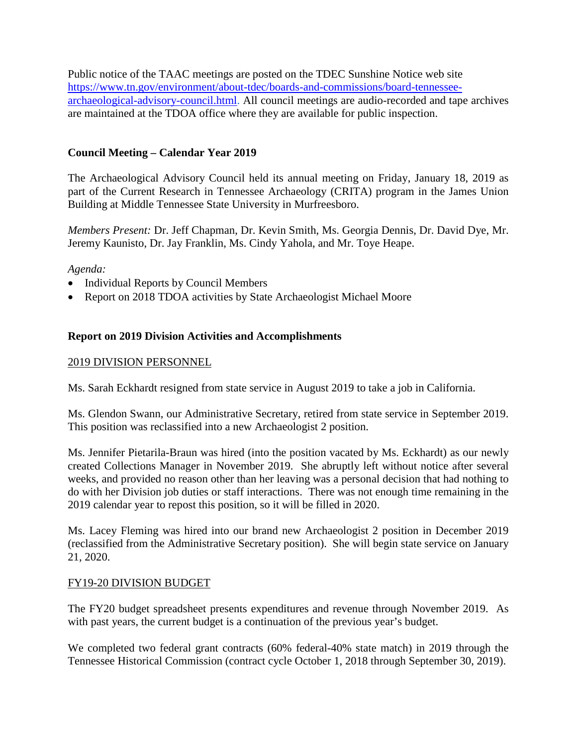Public notice of the TAAC meetings are posted on the TDEC Sunshine Notice web site [https://www.tn.gov/environment/about-tdec/boards-and-commissions/board-tennessee-archaeological-advisory-council.html](https://www.tn.gov/environment/about-tdec/boards-and-commissions/board-tennessee-archaeological-advisory-council.html). All council meetings are audio-recorded and tape archives are maintained at the TDOA office where they are available for public inspection.

### Council Meeting – Calendar Year 2019

The Archaeological Advisory Council held its annual meeting on Friday, January 18, 2019 as part of the Current Research in Tennessee Archaeology (CRITA) program in the James Union Building at Middle Tennessee State University in Murfreesboro.

*Members Present:* Dr. Jeff Chapman, Dr. Kevin Smith, Ms. Georgia Dennis, Dr. David Dye, Mr. Jeremy Kaunisto, Dr. Jay Franklin, Ms. Cindy Yahola, and Mr. Toye Heape.

*Agenda:*

- Individual Reports by Council Members
- Report on 2018 TDOA activities by State Archaeologist Michael Moore

### Report on 2019 Division Activities and Accomplishments

<u>2019 DIVISION PERSONNEL</u>

Ms. Sarah Eckhardt resigned from state service in August 2019 to take a job in California.

Ms. Glendon Swann, our Administrative Secretary, retired from state service in September 2019. This position was reclassified into a new Archaeologist 2 position.

Ms. Jennifer Pietarila-Braun was hired (into the position vacated by Ms. Eckhardt) as our newly created Collections Manager in November 2019. She abruptly left without notice after several weeks, and provided no reason other than her leaving was a personal decision that had nothing to do with her Division job duties or staff interactions. There was not enough time remaining in the 2019 calendar year to repost this position, so it will be filled in 2020.

Ms. Lacey Fleming was hired into our brand new Archaeologist 2 position in December 2019 (reclassified from the Administrative Secretary position). She will begin state service on January 21, 2020.

<u>FY19-20 DIVISION BUDGET</u>

The FY20 budget spreadsheet presents expenditures and revenue through November 2019. As with past years, the current budget is a continuation of the previous year's budget.

We completed two federal grant contracts (60% federal-40% state match) in 2019 through the Tennessee Historical Commission (contract cycle October 1, 2018 through September 30, 2019).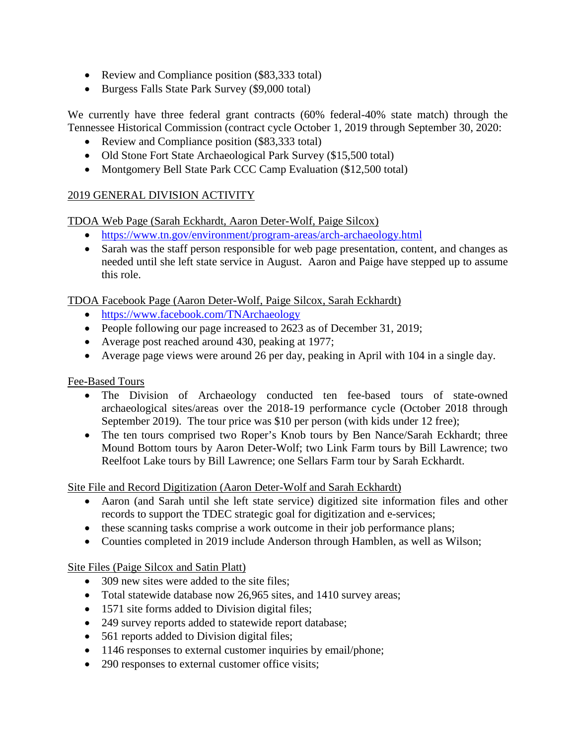- Review and Compliance position ($83,333 total)
- Burgess Falls State Park Survey ($9,000 total)

We currently have three federal grant contracts (60% federal-40% state match) through the Tennessee Historical Commission (contract cycle October 1, 2019 through September 30, 2020:

- Review and Compliance position ($83,333 total)
- Old Stone Fort State Archaeological Park Survey ($15,500 total)
- Montgomery Bell State Park CCC Camp Evaluation ($12,500 total)

<u>2019 GENERAL DIVISION ACTIVITY</u>

<u>TDOA Web Page (Sarah Eckhardt, Aaron Deter-Wolf, Paige Silcox)</u>

- https://www.tn.gov/environment/program-areas/arch-archaeology.html
- Sarah was the staff person responsible for web page presentation, content, and changes as needed until she left state service in August. Aaron and Paige have stepped up to assume this role.

<u>TDOA Facebook Page (Aaron Deter-Wolf, Paige Silcox, Sarah Eckhardt)</u>

- https://www.facebook.com/TNArchaeology
- People following our page increased to 2623 as of December 31, 2019;
- Average post reached around 430, peaking at 1977;
- Average page views were around 26 per day, peaking in April with 104 in a single day.

<u>Fee-Based Tours</u>

- The Division of Archaeology conducted ten fee-based tours of state-owned archaeological sites/areas over the 2018-19 performance cycle (October 2018 through September 2019). The tour price was $10 per person (with kids under 12 free);
- The ten tours comprised two Roper's Knob tours by Ben Nance/Sarah Eckhardt; three Mound Bottom tours by Aaron Deter-Wolf; two Link Farm tours by Bill Lawrence; two Reelfoot Lake tours by Bill Lawrence; one Sellars Farm tour by Sarah Eckhardt.

<u>Site File and Record Digitization (Aaron Deter-Wolf and Sarah Eckhardt)</u>

- Aaron (and Sarah until she left state service) digitized site information files and other records to support the TDEC strategic goal for digitization and e-services;
- these scanning tasks comprise a work outcome in their job performance plans;
- Counties completed in 2019 include Anderson through Hamblen, as well as Wilson;

<u>Site Files (Paige Silcox and Satin Platt)</u>

- 309 new sites were added to the site files;
- Total statewide database now 26,965 sites, and 1410 survey areas;
- 1571 site forms added to Division digital files;
- 249 survey reports added to statewide report database;
- 561 reports added to Division digital files;
- 1146 responses to external customer inquiries by email/phone;
- 290 responses to external customer office visits;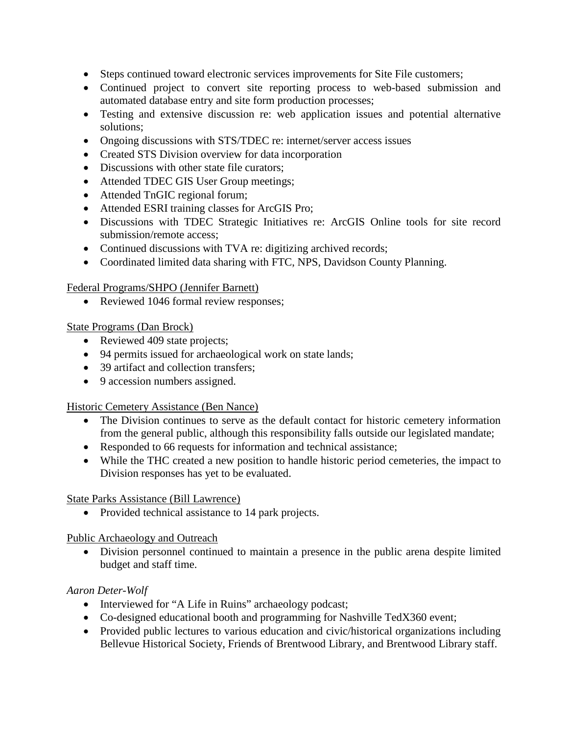- Steps continued toward electronic services improvements for Site File customers;
- Continued project to convert site reporting process to web-based submission and automated database entry and site form production processes;
- Testing and extensive discussion re: web application issues and potential alternative solutions;
- Ongoing discussions with STS/TDEC re: internet/server access issues
- Created STS Division overview for data incorporation
- Discussions with other state file curators;
- Attended TDEC GIS User Group meetings;
- Attended TnGIC regional forum;
- Attended ESRI training classes for ArcGIS Pro;
- Discussions with TDEC Strategic Initiatives re: ArcGIS Online tools for site record submission/remote access;
- Continued discussions with TVA re: digitizing archived records;
- Coordinated limited data sharing with FTC, NPS, Davidson County Planning.

<u>Federal Programs/SHPO (Jennifer Barnett)</u>

- Reviewed 1046 formal review responses;

<u>State Programs (Dan Brock)</u>

- Reviewed 409 state projects;
- 94 permits issued for archaeological work on state lands;
- 39 artifact and collection transfers;
- 9 accession numbers assigned.

<u>Historic Cemetery Assistance (Ben Nance)</u>

- The Division continues to serve as the default contact for historic cemetery information from the general public, although this responsibility falls outside our legislated mandate;
- Responded to 66 requests for information and technical assistance;
- While the THC created a new position to handle historic period cemeteries, the impact to Division responses has yet to be evaluated.

<u>State Parks Assistance (Bill Lawrence)</u>

- Provided technical assistance to 14 park projects.

<u>Public Archaeology and Outreach</u>

- Division personnel continued to maintain a presence in the public arena despite limited budget and staff time.

*Aaron Deter-Wolf*

- Interviewed for "A Life in Ruins" archaeology podcast;
- Co-designed educational booth and programming for Nashville TedX360 event;
- Provided public lectures to various education and civic/historical organizations including Bellevue Historical Society, Friends of Brentwood Library, and Brentwood Library staff.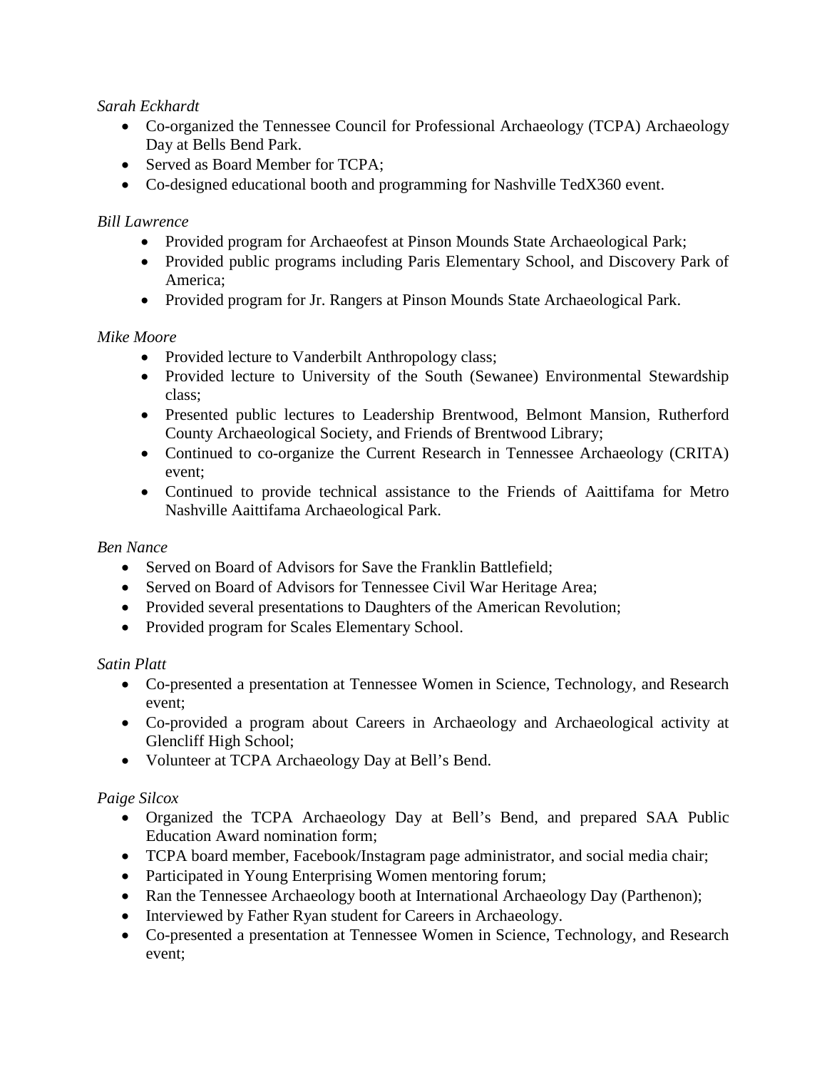*Sarah Eckhardt*

- Co-organized the Tennessee Council for Professional Archaeology (TCPA) Archaeology Day at Bells Bend Park.
- Served as Board Member for TCPA;
- Co-designed educational booth and programming for Nashville TedX360 event.

*Bill Lawrence*

- Provided program for Archaeofest at Pinson Mounds State Archaeological Park;
- Provided public programs including Paris Elementary School, and Discovery Park of America;
- Provided program for Jr. Rangers at Pinson Mounds State Archaeological Park.

*Mike Moore*

- Provided lecture to Vanderbilt Anthropology class;
- Provided lecture to University of the South (Sewanee) Environmental Stewardship class;
- Presented public lectures to Leadership Brentwood, Belmont Mansion, Rutherford County Archaeological Society, and Friends of Brentwood Library;
- Continued to co-organize the Current Research in Tennessee Archaeology (CRITA) event;
- Continued to provide technical assistance to the Friends of Aaittifama for Metro Nashville Aaittifama Archaeological Park.

*Ben Nance*

- Served on Board of Advisors for Save the Franklin Battlefield;
- Served on Board of Advisors for Tennessee Civil War Heritage Area;
- Provided several presentations to Daughters of the American Revolution;
- Provided program for Scales Elementary School.

*Satin Platt*

- Co-presented a presentation at Tennessee Women in Science, Technology, and Research event;
- Co-provided a program about Careers in Archaeology and Archaeological activity at Glencliff High School;
- Volunteer at TCPA Archaeology Day at Bell's Bend.

*Paige Silcox*

- Organized the TCPA Archaeology Day at Bell's Bend, and prepared SAA Public Education Award nomination form;
- TCPA board member, Facebook/Instagram page administrator, and social media chair;
- Participated in Young Enterprising Women mentoring forum;
- Ran the Tennessee Archaeology booth at International Archaeology Day (Parthenon);
- Interviewed by Father Ryan student for Careers in Archaeology.
- Co-presented a presentation at Tennessee Women in Science, Technology, and Research event;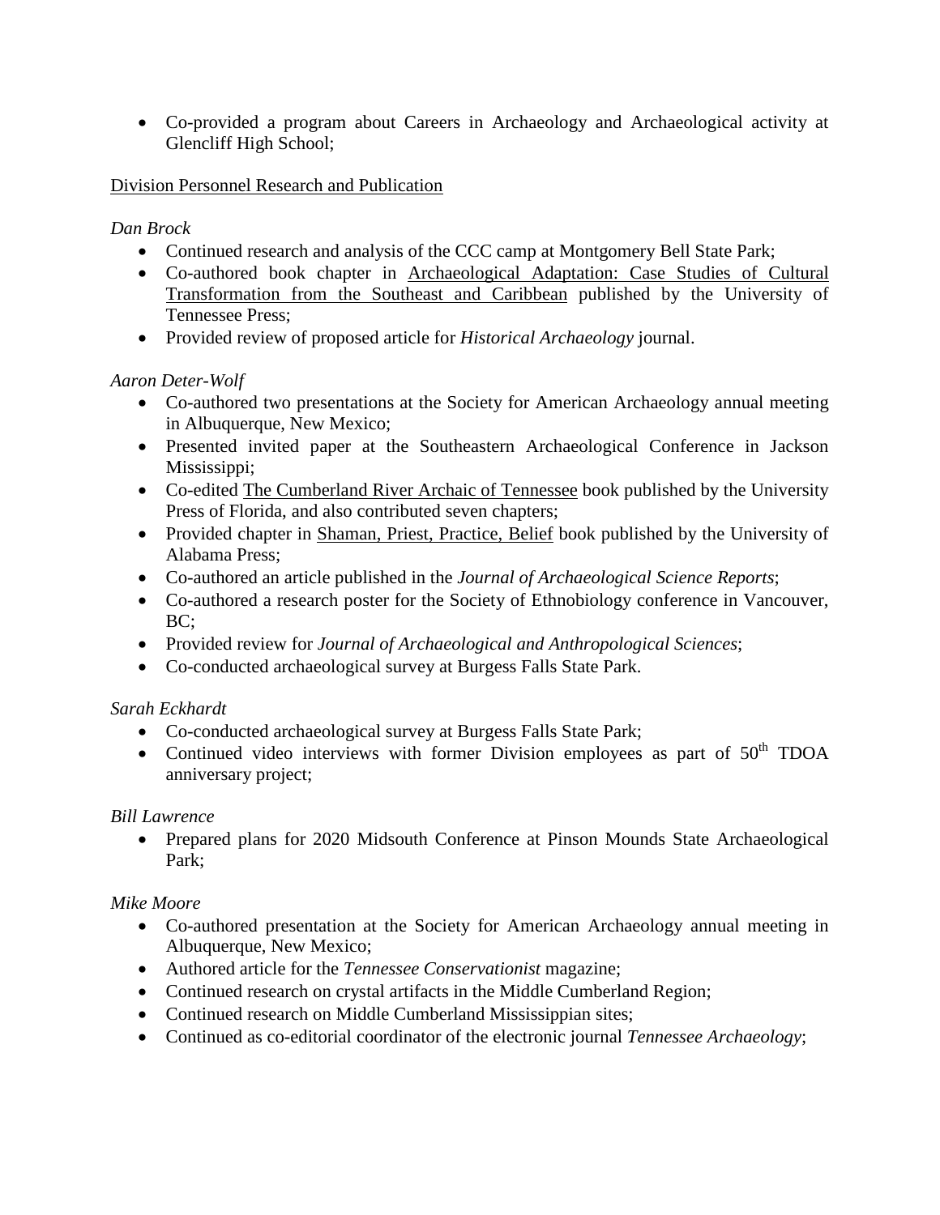- Co-provided a program about Careers in Archaeology and Archaeological activity at Glencliff High School;

<u>Division Personnel Research and Publication</u>

*Dan Brock*

- Continued research and analysis of the CCC camp at Montgomery Bell State Park;
- Co-authored book chapter in <u>Archaeological Adaptation: Case Studies of Cultural Transformation from the Southeast and Caribbean</u> published by the University of Tennessee Press;
- Provided review of proposed article for *Historical Archaeology* journal.

*Aaron Deter-Wolf*

- Co-authored two presentations at the Society for American Archaeology annual meeting in Albuquerque, New Mexico;
- Presented invited paper at the Southeastern Archaeological Conference in Jackson Mississippi;
- Co-edited <u>The Cumberland River Archaic of Tennessee</u> book published by the University Press of Florida, and also contributed seven chapters;
- Provided chapter in <u>Shaman, Priest, Practice, Belief</u> book published by the University of Alabama Press;
- Co-authored an article published in the *Journal of Archaeological Science Reports*;
- Co-authored a research poster for the Society of Ethnobiology conference in Vancouver, BC;
- Provided review for *Journal of Archaeological and Anthropological Sciences*;
- Co-conducted archaeological survey at Burgess Falls State Park.

*Sarah Eckhardt*

- Co-conducted archaeological survey at Burgess Falls State Park;
- Continued video interviews with former Division employees as part of 50th TDOA anniversary project;

*Bill Lawrence*

- Prepared plans for 2020 Midsouth Conference at Pinson Mounds State Archaeological Park;

*Mike Moore*

- Co-authored presentation at the Society for American Archaeology annual meeting in Albuquerque, New Mexico;
- Authored article for the *Tennessee Conservationist* magazine;
- Continued research on crystal artifacts in the Middle Cumberland Region;
- Continued research on Middle Cumberland Mississippian sites;
- Continued as co-editorial coordinator of the electronic journal *Tennessee Archaeology*;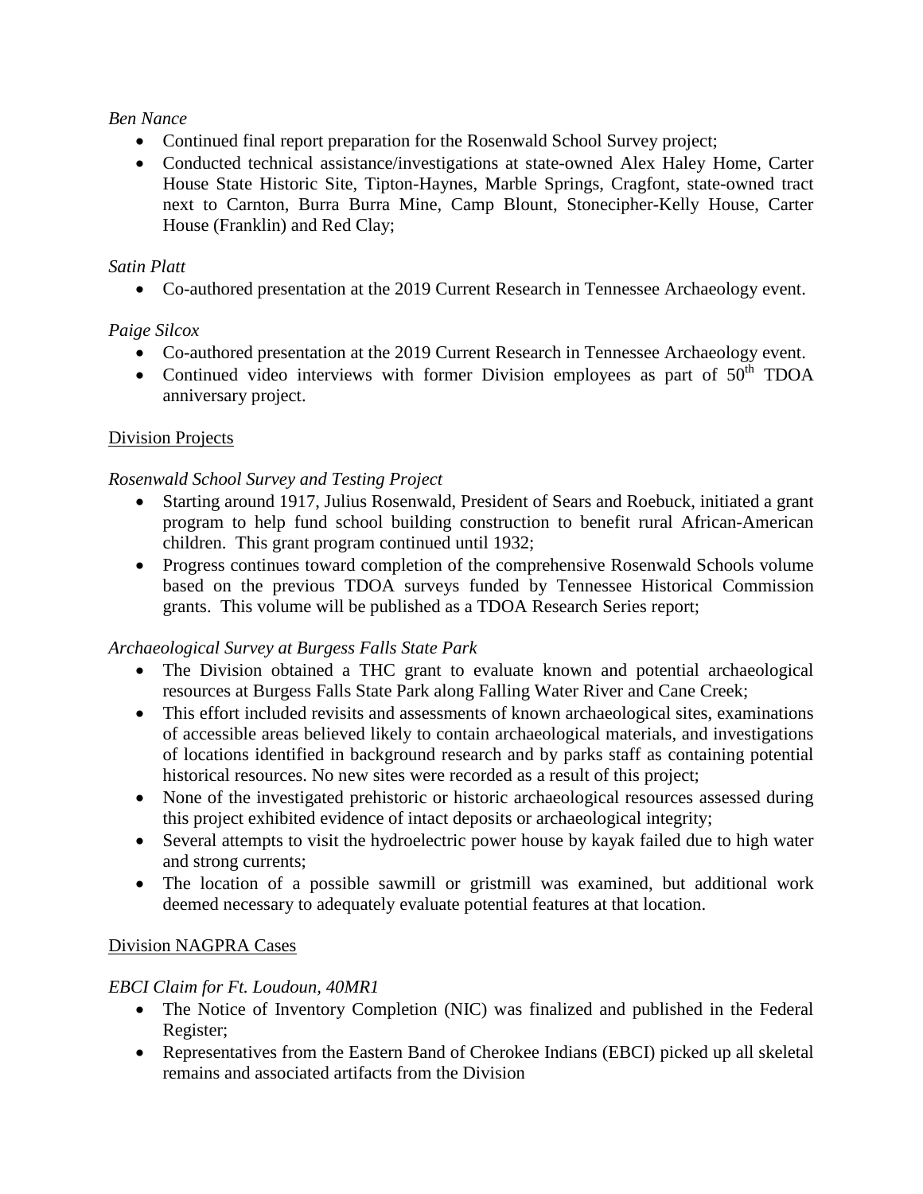*Ben Nance*

- Continued final report preparation for the Rosenwald School Survey project;
- Conducted technical assistance/investigations at state-owned Alex Haley Home, Carter House State Historic Site, Tipton-Haynes, Marble Springs, Cragfont, state-owned tract next to Carnton, Burra Burra Mine, Camp Blount, Stonecipher-Kelly House, Carter House (Franklin) and Red Clay;

*Satin Platt*

- Co-authored presentation at the 2019 Current Research in Tennessee Archaeology event.

*Paige Silcox*

- Co-authored presentation at the 2019 Current Research in Tennessee Archaeology event.
- Continued video interviews with former Division employees as part of 50th TDOA anniversary project.

Division Projects

*Rosenwald School Survey and Testing Project*

- Starting around 1917, Julius Rosenwald, President of Sears and Roebuck, initiated a grant program to help fund school building construction to benefit rural African-American children. This grant program continued until 1932;
- Progress continues toward completion of the comprehensive Rosenwald Schools volume based on the previous TDOA surveys funded by Tennessee Historical Commission grants. This volume will be published as a TDOA Research Series report;

*Archaeological Survey at Burgess Falls State Park*

- The Division obtained a THC grant to evaluate known and potential archaeological resources at Burgess Falls State Park along Falling Water River and Cane Creek;
- This effort included revisits and assessments of known archaeological sites, examinations of accessible areas believed likely to contain archaeological materials, and investigations of locations identified in background research and by parks staff as containing potential historical resources. No new sites were recorded as a result of this project;
- None of the investigated prehistoric or historic archaeological resources assessed during this project exhibited evidence of intact deposits or archaeological integrity;
- Several attempts to visit the hydroelectric power house by kayak failed due to high water and strong currents;
- The location of a possible sawmill or gristmill was examined, but additional work deemed necessary to adequately evaluate potential features at that location.

Division NAGPRA Cases

*EBCI Claim for Ft. Loudoun, 40MR1*

- The Notice of Inventory Completion (NIC) was finalized and published in the Federal Register;
- Representatives from the Eastern Band of Cherokee Indians (EBCI) picked up all skeletal remains and associated artifacts from the Division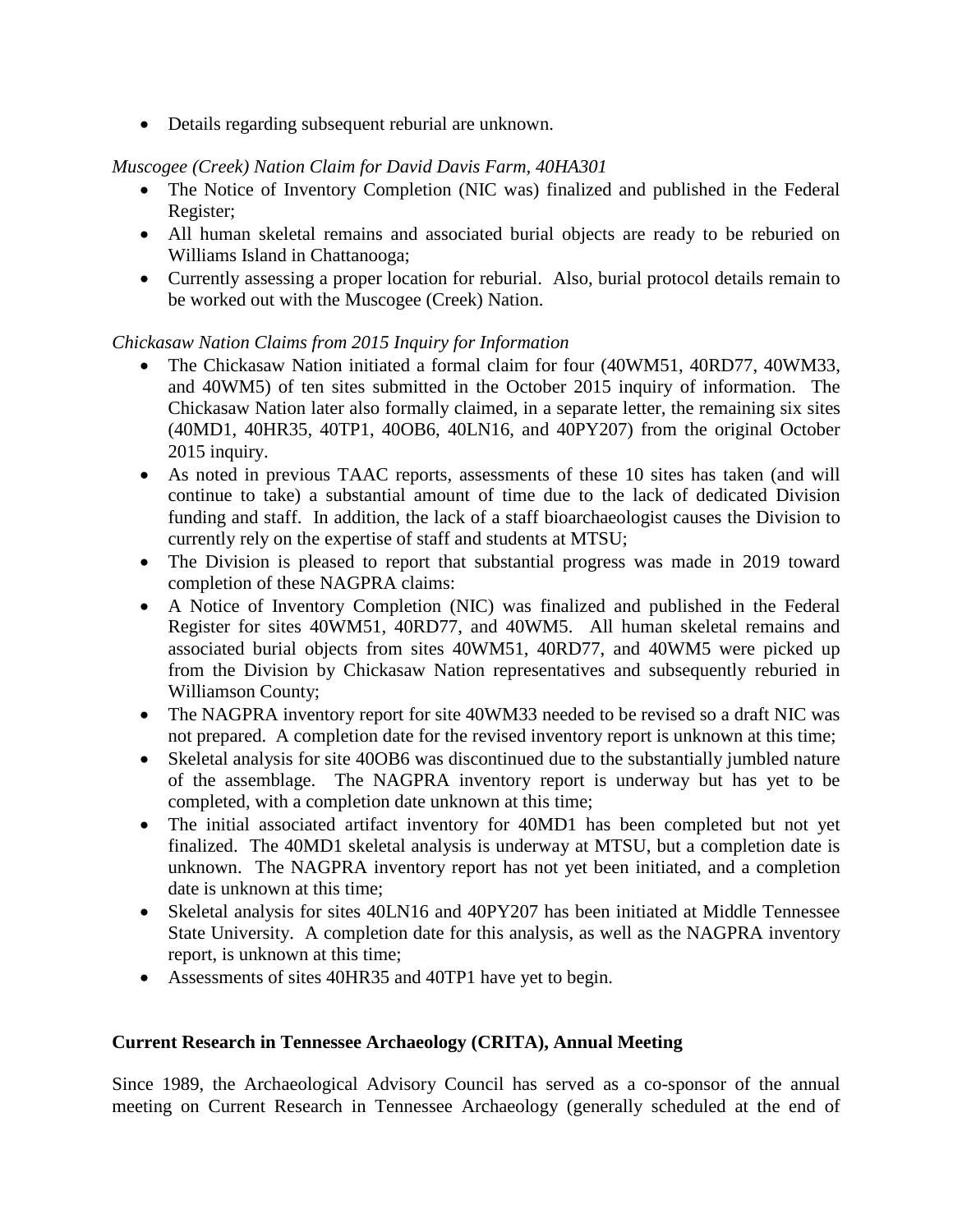- Details regarding subsequent reburial are unknown.

*Muscogee (Creek) Nation Claim for David Davis Farm, 40HA301*

- The Notice of Inventory Completion (NIC was) finalized and published in the Federal Register;
- All human skeletal remains and associated burial objects are ready to be reburied on Williams Island in Chattanooga;
- Currently assessing a proper location for reburial. Also, burial protocol details remain to be worked out with the Muscogee (Creek) Nation.

*Chickasaw Nation Claims from 2015 Inquiry for Information*

- The Chickasaw Nation initiated a formal claim for four (40WM51, 40RD77, 40WM33, and 40WM5) of ten sites submitted in the October 2015 inquiry of information. The Chickasaw Nation later also formally claimed, in a separate letter, the remaining six sites (40MD1, 40HR35, 40TP1, 40OB6, 40LN16, and 40PY207) from the original October 2015 inquiry.
- As noted in previous TAAC reports, assessments of these 10 sites has taken (and will continue to take) a substantial amount of time due to the lack of dedicated Division funding and staff. In addition, the lack of a staff bioarchaeologist causes the Division to currently rely on the expertise of staff and students at MTSU;
- The Division is pleased to report that substantial progress was made in 2019 toward completion of these NAGPRA claims:
- A Notice of Inventory Completion (NIC) was finalized and published in the Federal Register for sites 40WM51, 40RD77, and 40WM5. All human skeletal remains and associated burial objects from sites 40WM51, 40RD77, and 40WM5 were picked up from the Division by Chickasaw Nation representatives and subsequently reburied in Williamson County;
- The NAGPRA inventory report for site 40WM33 needed to be revised so a draft NIC was not prepared. A completion date for the revised inventory report is unknown at this time;
- Skeletal analysis for site 40OB6 was discontinued due to the substantially jumbled nature of the assemblage. The NAGPRA inventory report is underway but has yet to be completed, with a completion date unknown at this time;
- The initial associated artifact inventory for 40MD1 has been completed but not yet finalized. The 40MD1 skeletal analysis is underway at MTSU, but a completion date is unknown. The NAGPRA inventory report has not yet been initiated, and a completion date is unknown at this time;
- Skeletal analysis for sites 40LN16 and 40PY207 has been initiated at Middle Tennessee State University. A completion date for this analysis, as well as the NAGPRA inventory report, is unknown at this time;
- Assessments of sites 40HR35 and 40TP1 have yet to begin.

**Current Research in Tennessee Archaeology (CRITA), Annual Meeting**

Since 1989, the Archaeological Advisory Council has served as a co-sponsor of the annual meeting on Current Research in Tennessee Archaeology (generally scheduled at the end of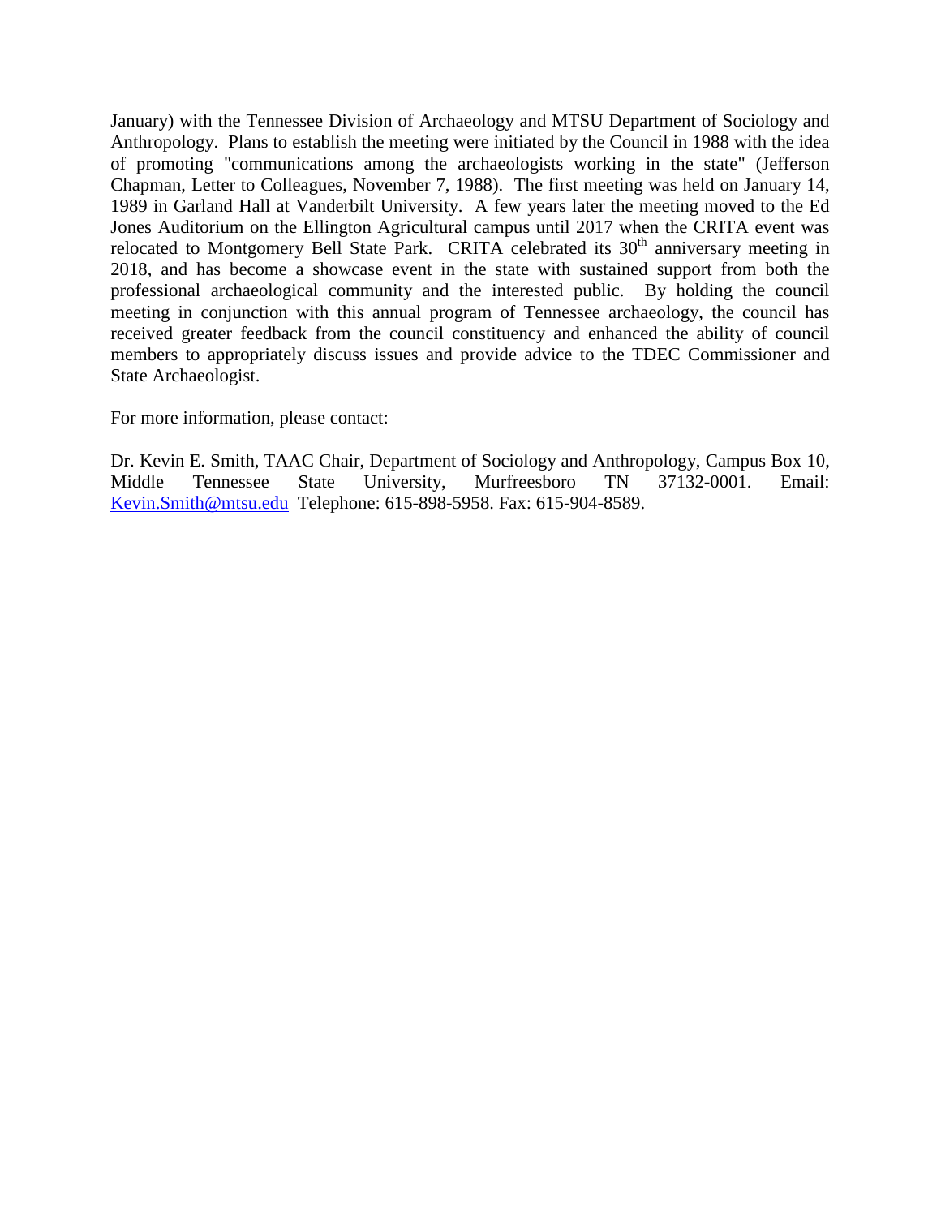January) with the Tennessee Division of Archaeology and MTSU Department of Sociology and Anthropology. Plans to establish the meeting were initiated by the Council in 1988 with the idea of promoting "communications among the archaeologists working in the state" (Jefferson Chapman, Letter to Colleagues, November 7, 1988). The first meeting was held on January 14, 1989 in Garland Hall at Vanderbilt University. A few years later the meeting moved to the Ed Jones Auditorium on the Ellington Agricultural campus until 2017 when the CRITA event was relocated to Montgomery Bell State Park. CRITA celebrated its 30th anniversary meeting in 2018, and has become a showcase event in the state with sustained support from both the professional archaeological community and the interested public. By holding the council meeting in conjunction with this annual program of Tennessee archaeology, the council has received greater feedback from the council constituency and enhanced the ability of council members to appropriately discuss issues and provide advice to the TDEC Commissioner and State Archaeologist.

For more information, please contact:

Dr. Kevin E. Smith, TAAC Chair, Department of Sociology and Anthropology, Campus Box 10, Middle Tennessee State University, Murfreesboro TN 37132-0001. Email: Kevin.Smith@mtsu.edu Telephone: 615-898-5958. Fax: 615-904-8589.